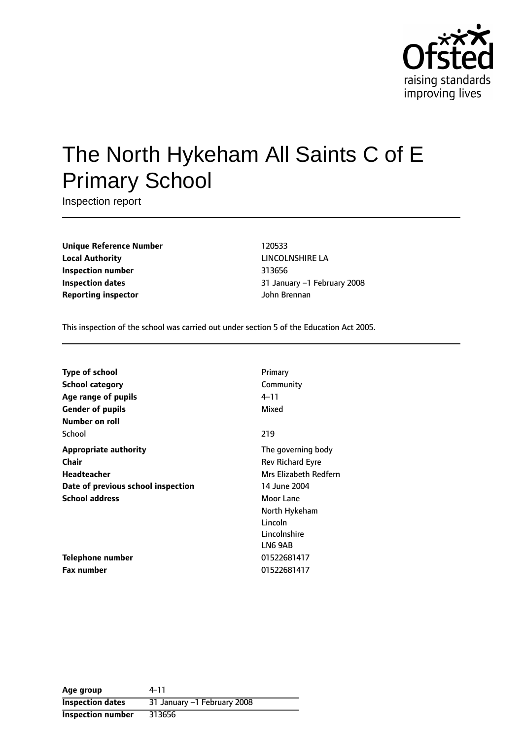# The North Hykeham All Saints C of E Primary School

Inspection report

| | |
|---|---|
| **Unique Reference Number** | 120533 |
| **Local Authority** | LINCOLNSHIRE LA |
| **Inspection number** | 313656 |
| **Inspection dates** | 31 January –1 February 2008 |
| **Reporting inspector** | John Brennan |

This inspection of the school was carried out under section 5 of the Education Act 2005.

| | |
|---|---|
| **Type of school** | Primary |
| **School category** | Community |
| **Age range of pupils** | 4–11 |
| **Gender of pupils** | Mixed |
| **Number on roll** | |
| School | 219 |
| **Appropriate authority** | The governing body |
| **Chair** | Rev Richard Eyre |
| **Headteacher** | Mrs Elizabeth Redfern |
| **Date of previous school inspection** | 14 June 2004 |
| **School address** | Moor Lane<br>North Hykeham<br>Lincoln<br>Lincolnshire<br>LN6 9AB |
| **Telephone number** | 01522681417 |
| **Fax number** | 01522681417 |

| | |
|---|---|
| **Age group** | 4-11 |
| **Inspection dates** | 31 January –1 February 2008 |
| **Inspection number** | 313656 |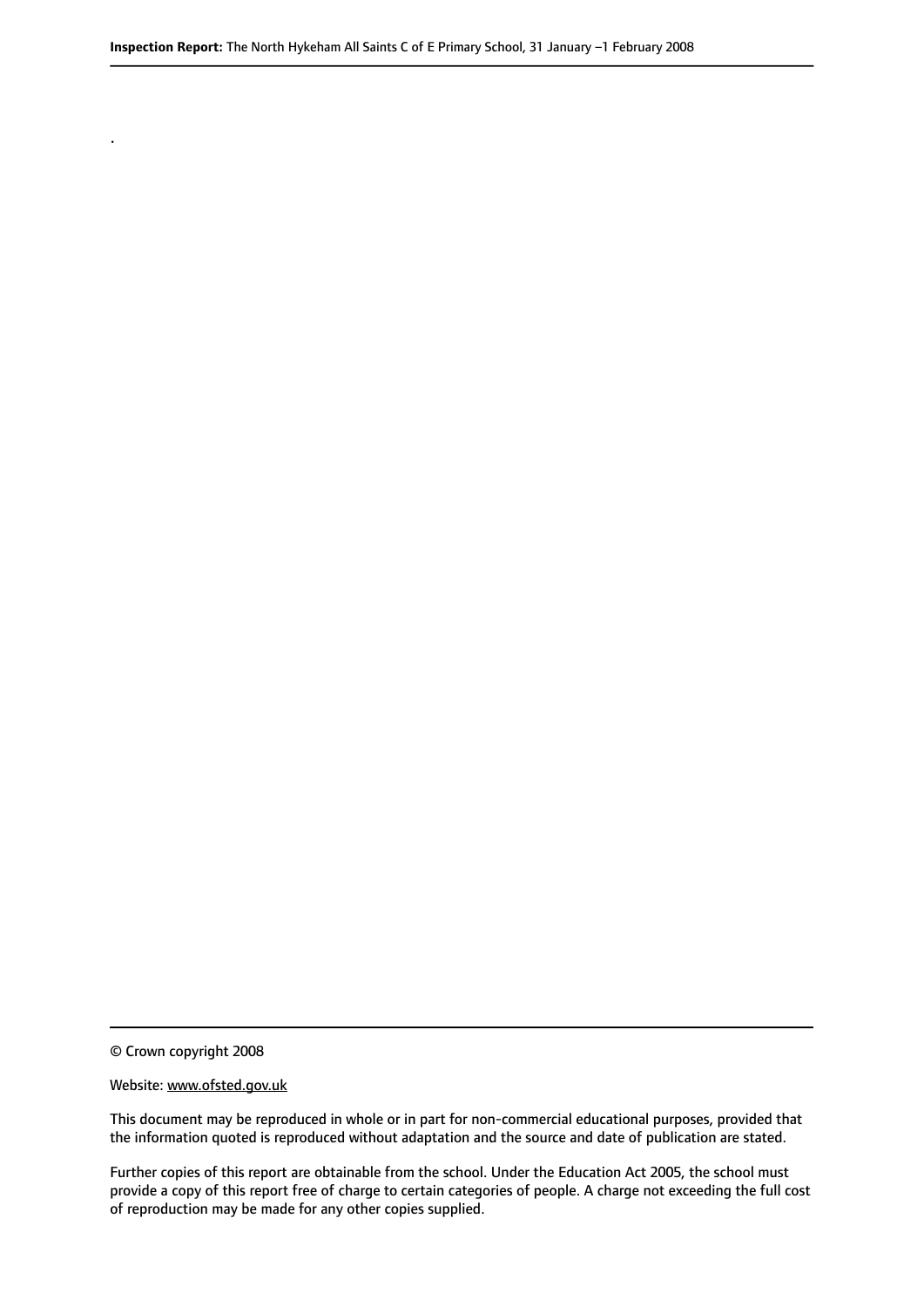.

© Crown copyright 2008

Website: www.ofsted.gov.uk

This document may be reproduced in whole or in part for non-commercial educational purposes, provided that the information quoted is reproduced without adaptation and the source and date of publication are stated.

Further copies of this report are obtainable from the school. Under the Education Act 2005, the school must provide a copy of this report free of charge to certain categories of people. A charge not exceeding the full cost of reproduction may be made for any other copies supplied.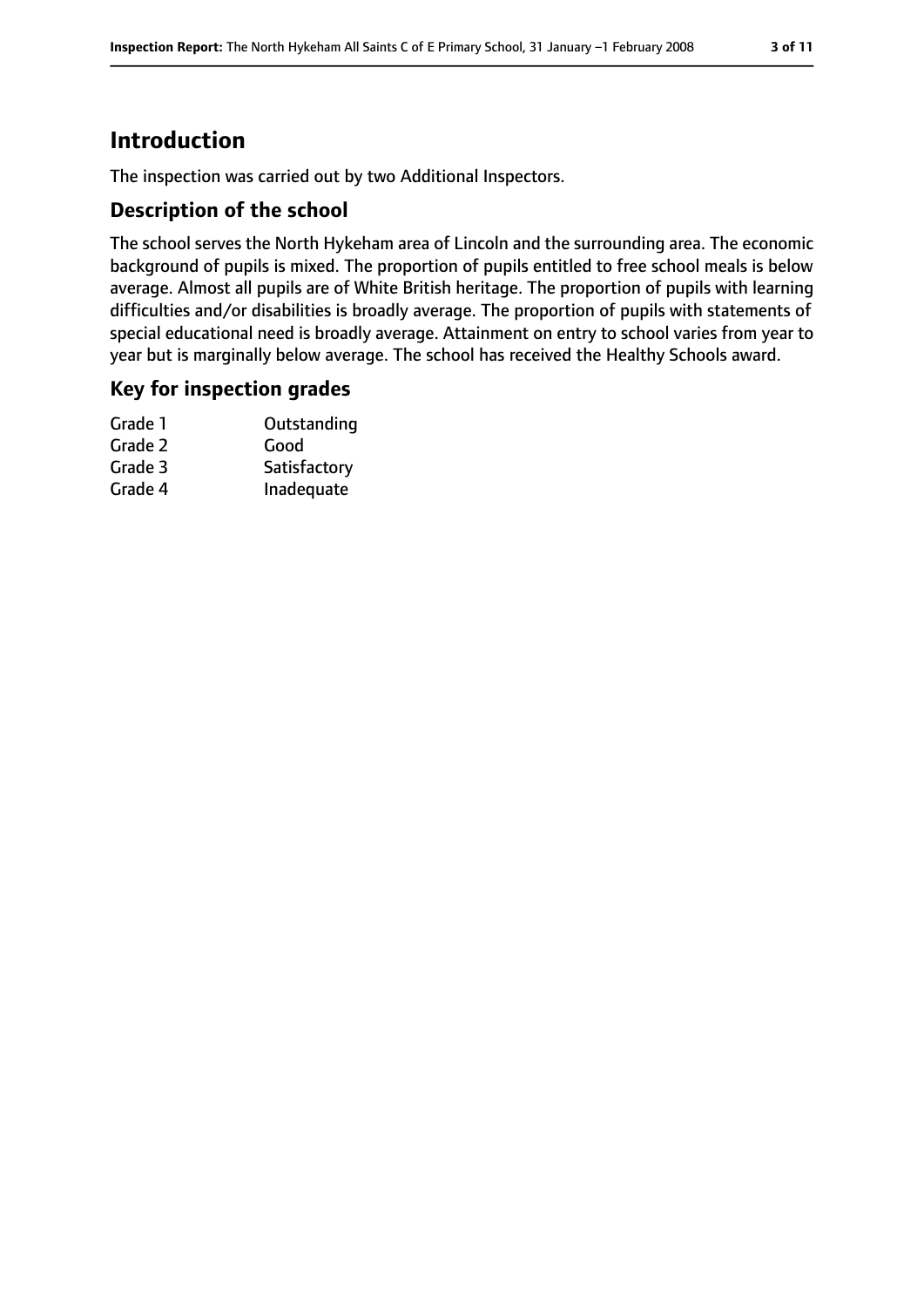# Introduction

The inspection was carried out by two Additional Inspectors.

## Description of the school

The school serves the North Hykeham area of Lincoln and the surrounding area. The economic background of pupils is mixed. The proportion of pupils entitled to free school meals is below average. Almost all pupils are of White British heritage. The proportion of pupils with learning difficulties and/or disabilities is broadly average. The proportion of pupils with statements of special educational need is broadly average. Attainment on entry to school varies from year to year but is marginally below average. The school has received the Healthy Schools award.

## Key for inspection grades

| | |
|---|---|
| Grade 1 | Outstanding |
| Grade 2 | Good |
| Grade 3 | Satisfactory |
| Grade 4 | Inadequate |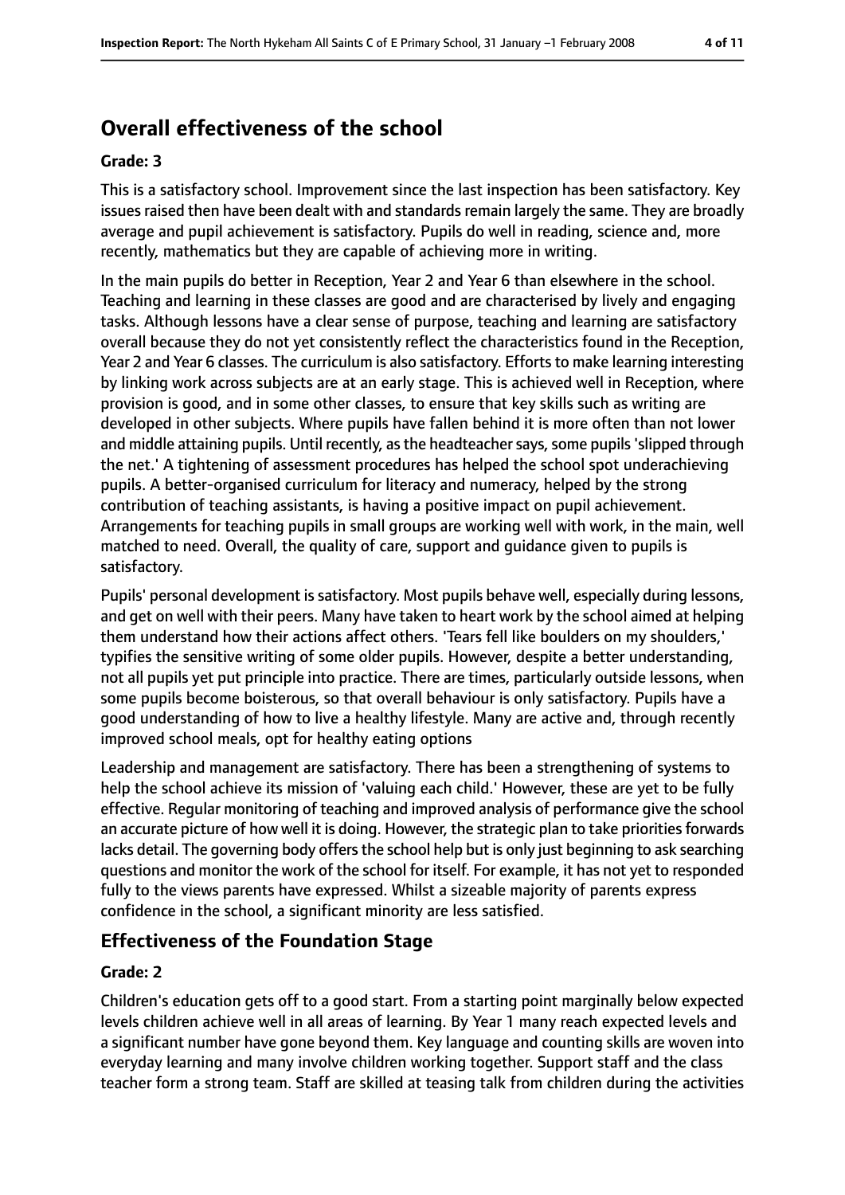## Overall effectiveness of the school

### Grade: 3

This is a satisfactory school. Improvement since the last inspection has been satisfactory. Key issues raised then have been dealt with and standards remain largely the same. They are broadly average and pupil achievement is satisfactory. Pupils do well in reading, science and, more recently, mathematics but they are capable of achieving more in writing.

In the main pupils do better in Reception, Year 2 and Year 6 than elsewhere in the school. Teaching and learning in these classes are good and are characterised by lively and engaging tasks. Although lessons have a clear sense of purpose, teaching and learning are satisfactory overall because they do not yet consistently reflect the characteristics found in the Reception, Year 2 and Year 6 classes. The curriculum is also satisfactory. Efforts to make learning interesting by linking work across subjects are at an early stage. This is achieved well in Reception, where provision is good, and in some other classes, to ensure that key skills such as writing are developed in other subjects. Where pupils have fallen behind it is more often than not lower and middle attaining pupils. Until recently, as the headteacher says, some pupils 'slipped through the net.' A tightening of assessment procedures has helped the school spot underachieving pupils. A better-organised curriculum for literacy and numeracy, helped by the strong contribution of teaching assistants, is having a positive impact on pupil achievement. Arrangements for teaching pupils in small groups are working well with work, in the main, well matched to need. Overall, the quality of care, support and guidance given to pupils is satisfactory.

Pupils' personal development is satisfactory. Most pupils behave well, especially during lessons, and get on well with their peers. Many have taken to heart work by the school aimed at helping them understand how their actions affect others. 'Tears fell like boulders on my shoulders,' typifies the sensitive writing of some older pupils. However, despite a better understanding, not all pupils yet put principle into practice. There are times, particularly outside lessons, when some pupils become boisterous, so that overall behaviour is only satisfactory. Pupils have a good understanding of how to live a healthy lifestyle. Many are active and, through recently improved school meals, opt for healthy eating options

Leadership and management are satisfactory. There has been a strengthening of systems to help the school achieve its mission of 'valuing each child.' However, these are yet to be fully effective. Regular monitoring of teaching and improved analysis of performance give the school an accurate picture of how well it is doing. However, the strategic plan to take priorities forwards lacks detail. The governing body offers the school help but is only just beginning to ask searching questions and monitor the work of the school for itself. For example, it has not yet to responded fully to the views parents have expressed. Whilst a sizeable majority of parents express confidence in the school, a significant minority are less satisfied.

## Effectiveness of the Foundation Stage

### Grade: 2

Children's education gets off to a good start. From a starting point marginally below expected levels children achieve well in all areas of learning. By Year 1 many reach expected levels and a significant number have gone beyond them. Key language and counting skills are woven into everyday learning and many involve children working together. Support staff and the class teacher form a strong team. Staff are skilled at teasing talk from children during the activities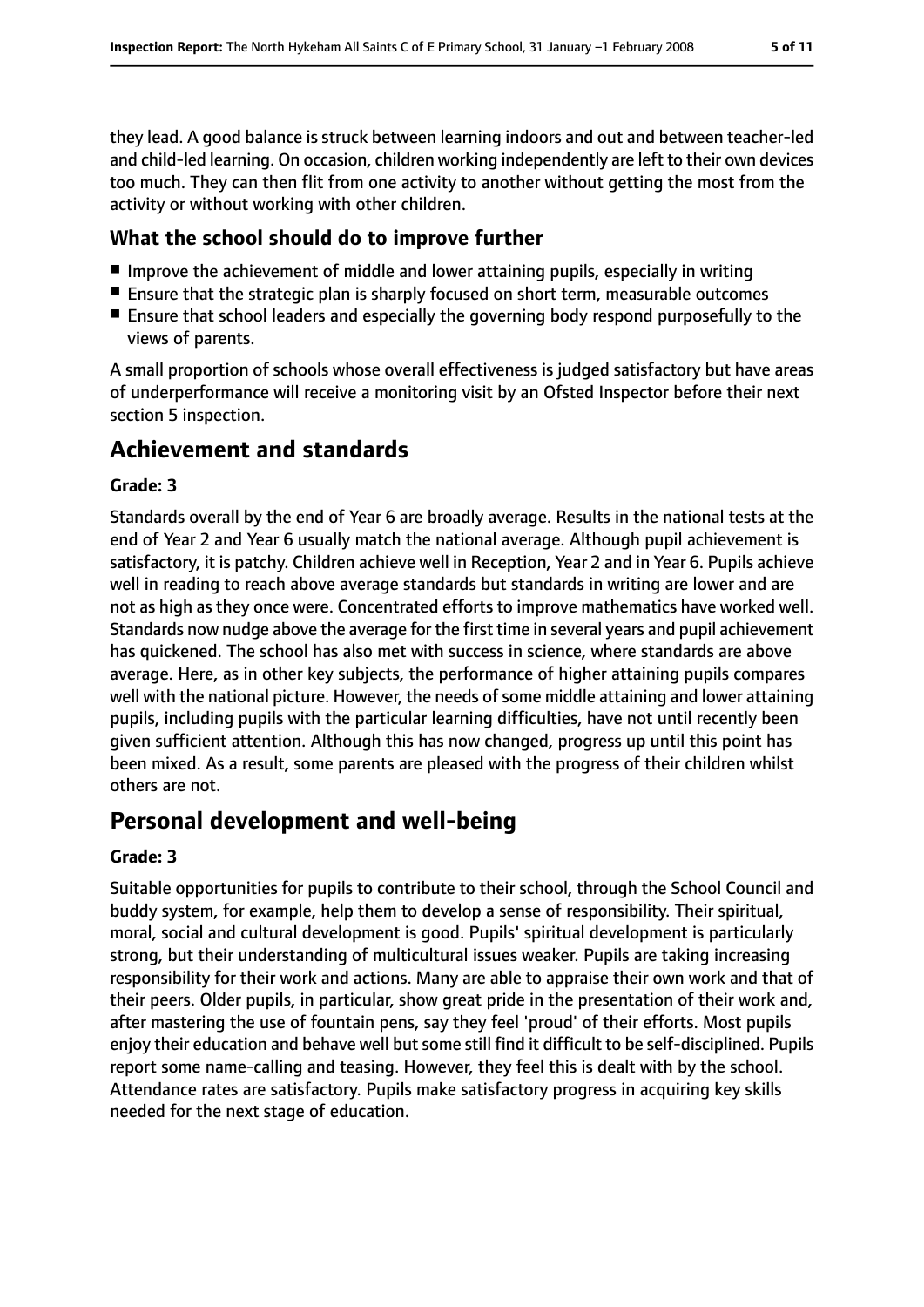they lead. A good balance is struck between learning indoors and out and between teacher-led and child-led learning. On occasion, children working independently are left to their own devices too much. They can then flit from one activity to another without getting the most from the activity or without working with other children.

### What the school should do to improve further

- Improve the achievement of middle and lower attaining pupils, especially in writing
- Ensure that the strategic plan is sharply focused on short term, measurable outcomes
- Ensure that school leaders and especially the governing body respond purposefully to the views of parents.

A small proportion of schools whose overall effectiveness is judged satisfactory but have areas of underperformance will receive a monitoring visit by an Ofsted Inspector before their next section 5 inspection.

## Achievement and standards

#### Grade: 3

Standards overall by the end of Year 6 are broadly average. Results in the national tests at the end of Year 2 and Year 6 usually match the national average. Although pupil achievement is satisfactory, it is patchy. Children achieve well in Reception, Year 2 and in Year 6. Pupils achieve well in reading to reach above average standards but standards in writing are lower and are not as high as they once were. Concentrated efforts to improve mathematics have worked well. Standards now nudge above the average for the first time in several years and pupil achievement has quickened. The school has also met with success in science, where standards are above average. Here, as in other key subjects, the performance of higher attaining pupils compares well with the national picture. However, the needs of some middle attaining and lower attaining pupils, including pupils with the particular learning difficulties, have not until recently been given sufficient attention. Although this has now changed, progress up until this point has been mixed. As a result, some parents are pleased with the progress of their children whilst others are not.

## Personal development and well-being

#### Grade: 3

Suitable opportunities for pupils to contribute to their school, through the School Council and buddy system, for example, help them to develop a sense of responsibility. Their spiritual, moral, social and cultural development is good. Pupils' spiritual development is particularly strong, but their understanding of multicultural issues weaker. Pupils are taking increasing responsibility for their work and actions. Many are able to appraise their own work and that of their peers. Older pupils, in particular, show great pride in the presentation of their work and, after mastering the use of fountain pens, say they feel 'proud' of their efforts. Most pupils enjoy their education and behave well but some still find it difficult to be self-disciplined. Pupils report some name-calling and teasing. However, they feel this is dealt with by the school. Attendance rates are satisfactory. Pupils make satisfactory progress in acquiring key skills needed for the next stage of education.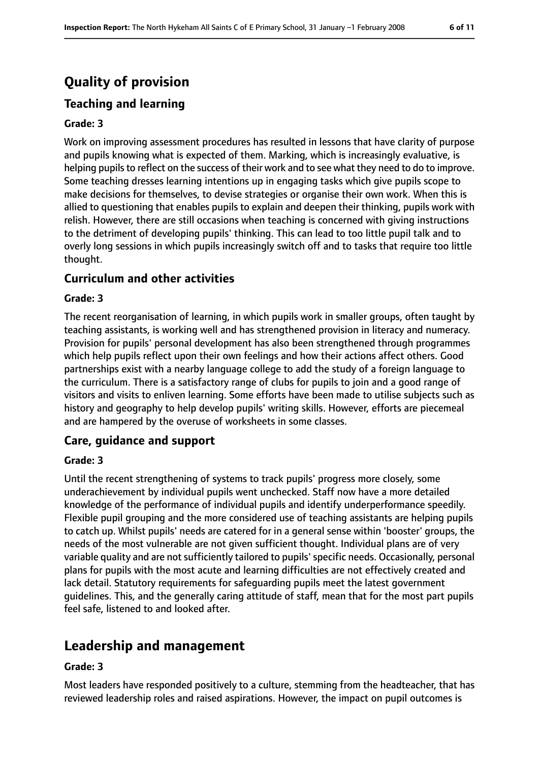# Quality of provision

## Teaching and learning

### Grade: 3

Work on improving assessment procedures has resulted in lessons that have clarity of purpose and pupils knowing what is expected of them. Marking, which is increasingly evaluative, is helping pupils to reflect on the success of their work and to see what they need to do to improve. Some teaching dresses learning intentions up in engaging tasks which give pupils scope to make decisions for themselves, to devise strategies or organise their own work. When this is allied to questioning that enables pupils to explain and deepen their thinking, pupils work with relish. However, there are still occasions when teaching is concerned with giving instructions to the detriment of developing pupils' thinking. This can lead to too little pupil talk and to overly long sessions in which pupils increasingly switch off and to tasks that require too little thought.

## Curriculum and other activities

### Grade: 3

The recent reorganisation of learning, in which pupils work in smaller groups, often taught by teaching assistants, is working well and has strengthened provision in literacy and numeracy. Provision for pupils' personal development has also been strengthened through programmes which help pupils reflect upon their own feelings and how their actions affect others. Good partnerships exist with a nearby language college to add the study of a foreign language to the curriculum. There is a satisfactory range of clubs for pupils to join and a good range of visitors and visits to enliven learning. Some efforts have been made to utilise subjects such as history and geography to help develop pupils' writing skills. However, efforts are piecemeal and are hampered by the overuse of worksheets in some classes.

## Care, guidance and support

### Grade: 3

Until the recent strengthening of systems to track pupils' progress more closely, some underachievement by individual pupils went unchecked. Staff now have a more detailed knowledge of the performance of individual pupils and identify underperformance speedily. Flexible pupil grouping and the more considered use of teaching assistants are helping pupils to catch up. Whilst pupils' needs are catered for in a general sense within 'booster' groups, the needs of the most vulnerable are not given sufficient thought. Individual plans are of very variable quality and are not sufficiently tailored to pupils' specific needs. Occasionally, personal plans for pupils with the most acute and learning difficulties are not effectively created and lack detail. Statutory requirements for safeguarding pupils meet the latest government guidelines. This, and the generally caring attitude of staff, mean that for the most part pupils feel safe, listened to and looked after.

# Leadership and management

### Grade: 3

Most leaders have responded positively to a culture, stemming from the headteacher, that has reviewed leadership roles and raised aspirations. However, the impact on pupil outcomes is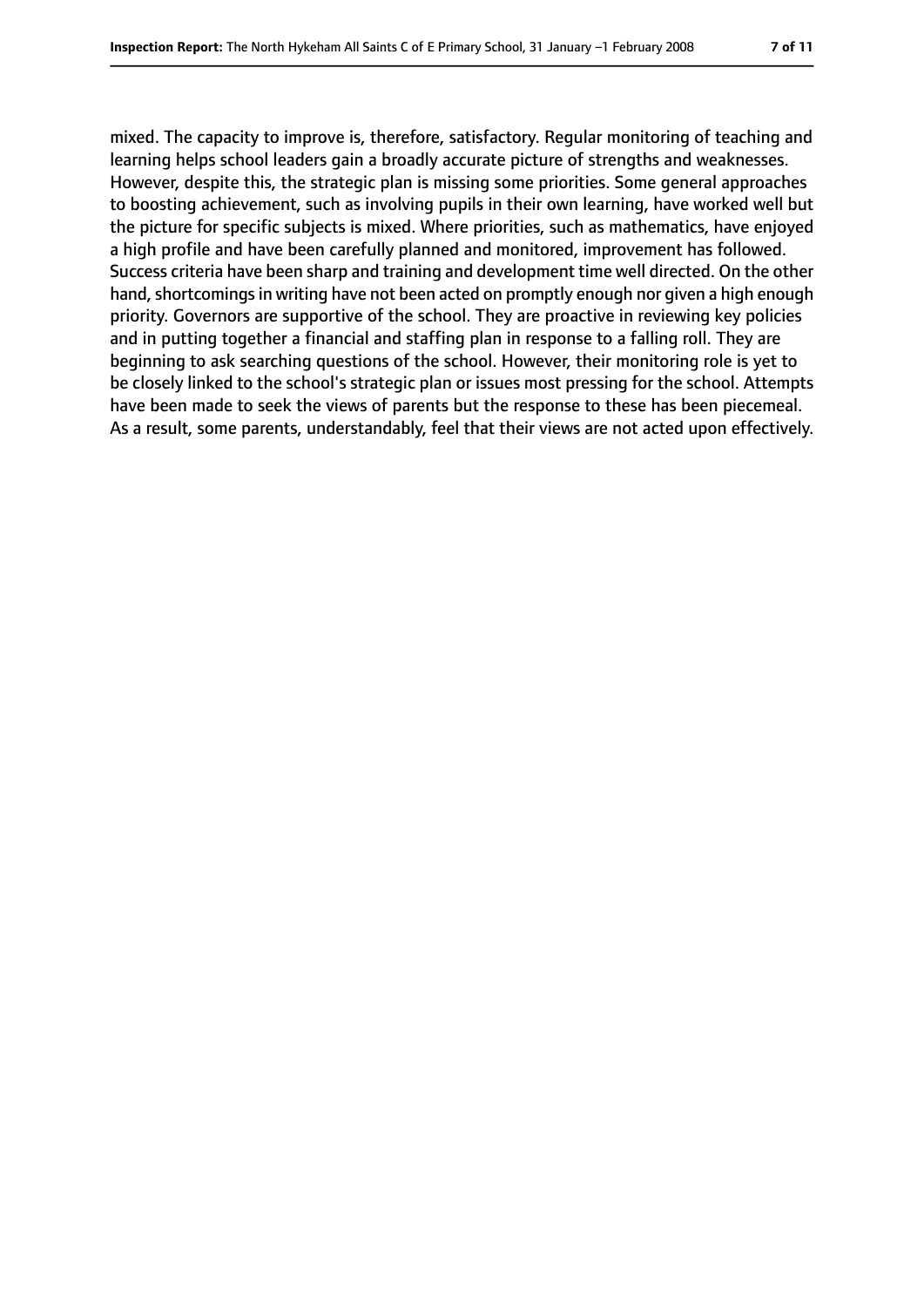mixed. The capacity to improve is, therefore, satisfactory. Regular monitoring of teaching and learning helps school leaders gain a broadly accurate picture of strengths and weaknesses. However, despite this, the strategic plan is missing some priorities. Some general approaches to boosting achievement, such as involving pupils in their own learning, have worked well but the picture for specific subjects is mixed. Where priorities, such as mathematics, have enjoyed a high profile and have been carefully planned and monitored, improvement has followed. Success criteria have been sharp and training and development time well directed. On the other hand, shortcomings in writing have not been acted on promptly enough nor given a high enough priority. Governors are supportive of the school. They are proactive in reviewing key policies and in putting together a financial and staffing plan in response to a falling roll. They are beginning to ask searching questions of the school. However, their monitoring role is yet to be closely linked to the school's strategic plan or issues most pressing for the school. Attempts have been made to seek the views of parents but the response to these has been piecemeal. As a result, some parents, understandably, feel that their views are not acted upon effectively.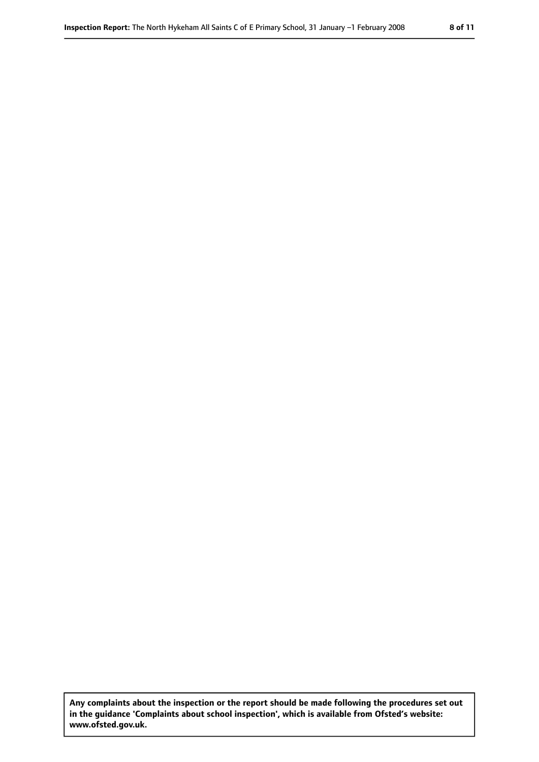**Any complaints about the inspection or the report should be made following the procedures set out in the guidance 'Complaints about school inspection', which is available from Ofsted's website: www.ofsted.gov.uk.**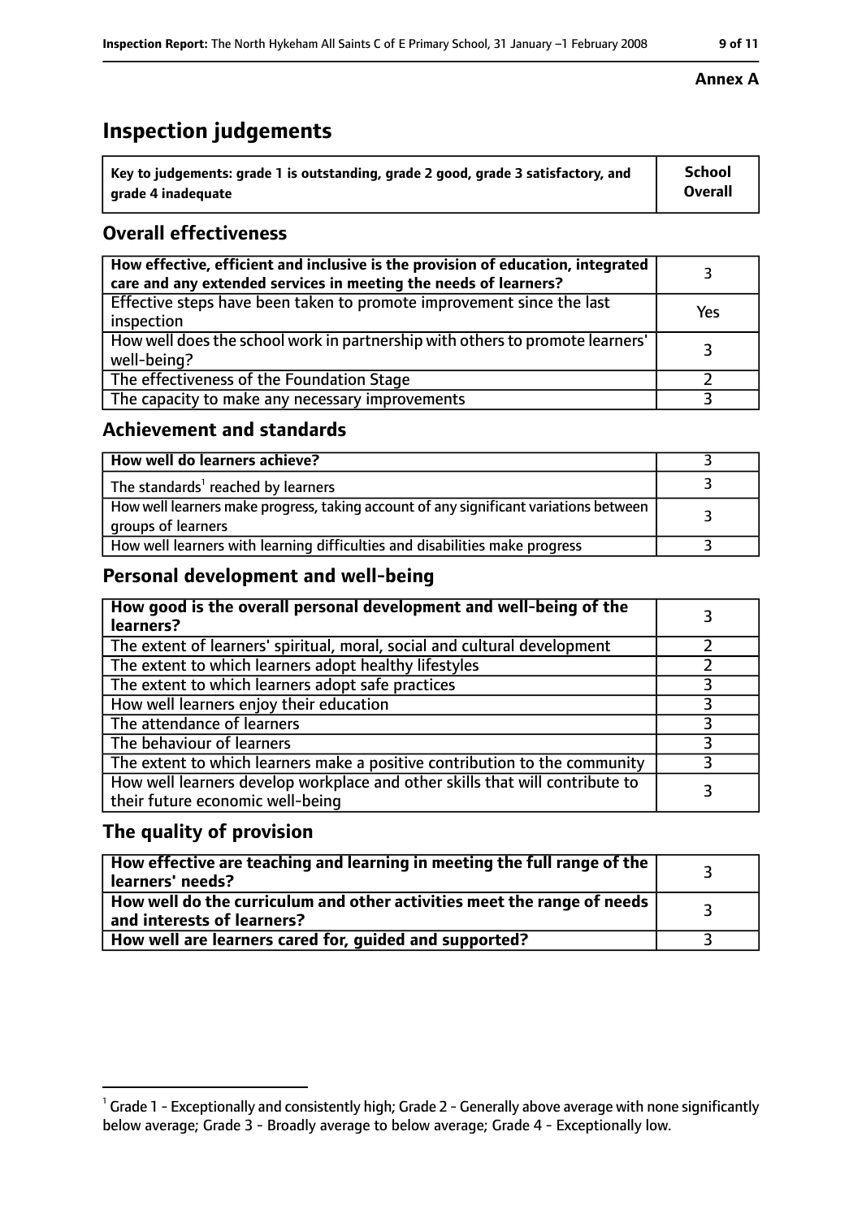**Annex A**

# Inspection judgements

| Key to judgements: grade 1 is outstanding, grade 2 good, grade 3 satisfactory, and grade 4 inadequate | School Overall |
|---|---|

## Overall effectiveness

| | |
|---|---|
| How effective, efficient and inclusive is the provision of education, integrated care and any extended services in meeting the needs of learners? | 3 |
| Effective steps have been taken to promote improvement since the last inspection | Yes |
| How well does the school work in partnership with others to promote learners' well-being? | 3 |
| The effectiveness of the Foundation Stage | 2 |
| The capacity to make any necessary improvements | 3 |

## Achievement and standards

| | |
|---|---|
| How well do learners achieve? | 3 |
| The standards[1] reached by learners | 3 |
| How well learners make progress, taking account of any significant variations between groups of learners | 3 |
| How well learners with learning difficulties and disabilities make progress | 3 |

## Personal development and well-being

| | |
|---|---|
| How good is the overall personal development and well-being of the learners? | 3 |
| The extent of learners' spiritual, moral, social and cultural development | 2 |
| The extent to which learners adopt healthy lifestyles | 2 |
| The extent to which learners adopt safe practices | 3 |
| How well learners enjoy their education | 3 |
| The attendance of learners | 3 |
| The behaviour of learners | 3 |
| The extent to which learners make a positive contribution to the community | 3 |
| How well learners develop workplace and other skills that will contribute to their future economic well-being | 3 |

## The quality of provision

| | |
|---|---|
| How effective are teaching and learning in meeting the full range of the learners' needs? | 3 |
| How well do the curriculum and other activities meet the range of needs and interests of learners? | 3 |
| How well are learners cared for, guided and supported? | 3 |

[1] Grade 1 - Exceptionally and consistently high; Grade 2 - Generally above average with none significantly below average; Grade 3 - Broadly average to below average; Grade 4 - Exceptionally low.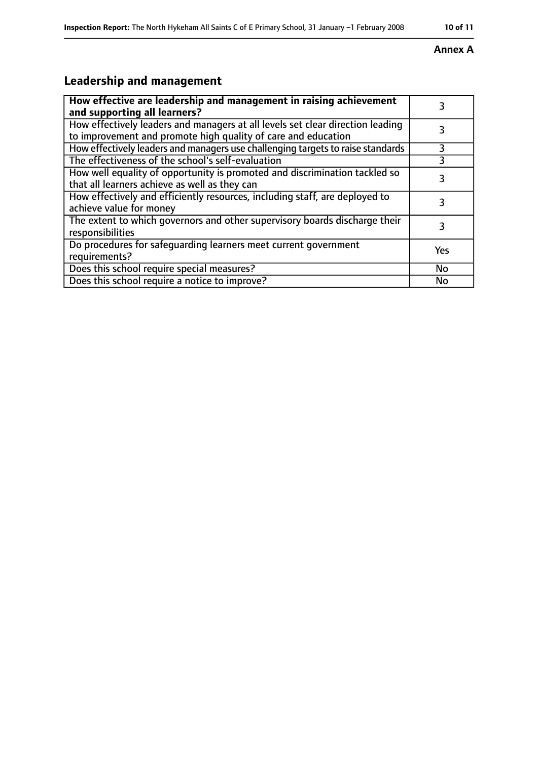**Annex A**

## Leadership and management

| | |
|---|---|
| **How effective are leadership and management in raising achievement and supporting all learners?** | 3 |
| How effectively leaders and managers at all levels set clear direction leading to improvement and promote high quality of care and education | 3 |
| How effectively leaders and managers use challenging targets to raise standards | 3 |
| The effectiveness of the school's self-evaluation | 3 |
| How well equality of opportunity is promoted and discrimination tackled so that all learners achieve as well as they can | 3 |
| How effectively and efficiently resources, including staff, are deployed to achieve value for money | 3 |
| The extent to which governors and other supervisory boards discharge their responsibilities | 3 |
| Do procedures for safeguarding learners meet current government requirements? | Yes |
| Does this school require special measures? | No |
| Does this school require a notice to improve? | No |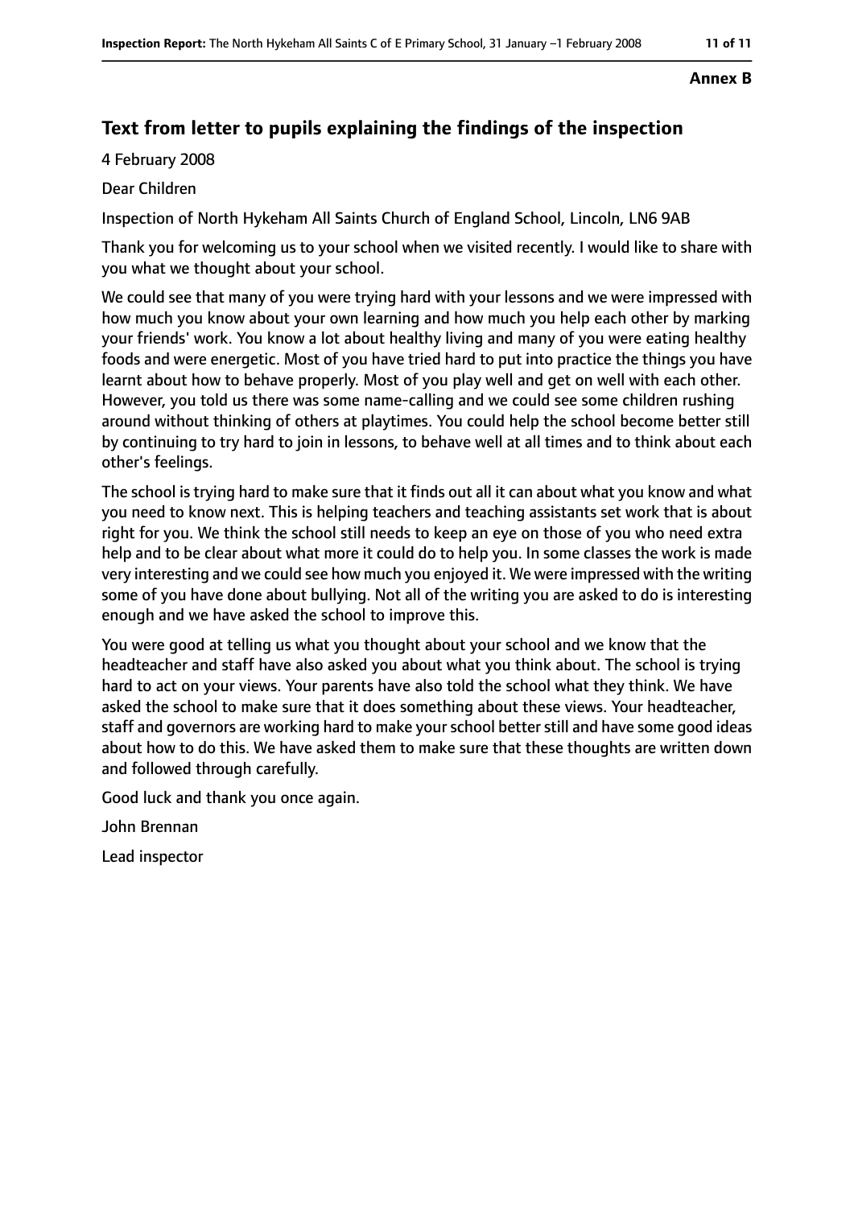**Annex B**

## Text from letter to pupils explaining the findings of the inspection

4 February 2008

Dear Children

Inspection of North Hykeham All Saints Church of England School, Lincoln, LN6 9AB

Thank you for welcoming us to your school when we visited recently. I would like to share with you what we thought about your school.

We could see that many of you were trying hard with your lessons and we were impressed with how much you know about your own learning and how much you help each other by marking your friends' work. You know a lot about healthy living and many of you were eating healthy foods and were energetic. Most of you have tried hard to put into practice the things you have learnt about how to behave properly. Most of you play well and get on well with each other. However, you told us there was some name-calling and we could see some children rushing around without thinking of others at playtimes. You could help the school become better still by continuing to try hard to join in lessons, to behave well at all times and to think about each other's feelings.

The school is trying hard to make sure that it finds out all it can about what you know and what you need to know next. This is helping teachers and teaching assistants set work that is about right for you. We think the school still needs to keep an eye on those of you who need extra help and to be clear about what more it could do to help you. In some classes the work is made very interesting and we could see how much you enjoyed it. We were impressed with the writing some of you have done about bullying. Not all of the writing you are asked to do is interesting enough and we have asked the school to improve this.

You were good at telling us what you thought about your school and we know that the headteacher and staff have also asked you about what you think about. The school is trying hard to act on your views. Your parents have also told the school what they think. We have asked the school to make sure that it does something about these views. Your headteacher, staff and governors are working hard to make your school better still and have some good ideas about how to do this. We have asked them to make sure that these thoughts are written down and followed through carefully.

Good luck and thank you once again.

John Brennan

Lead inspector